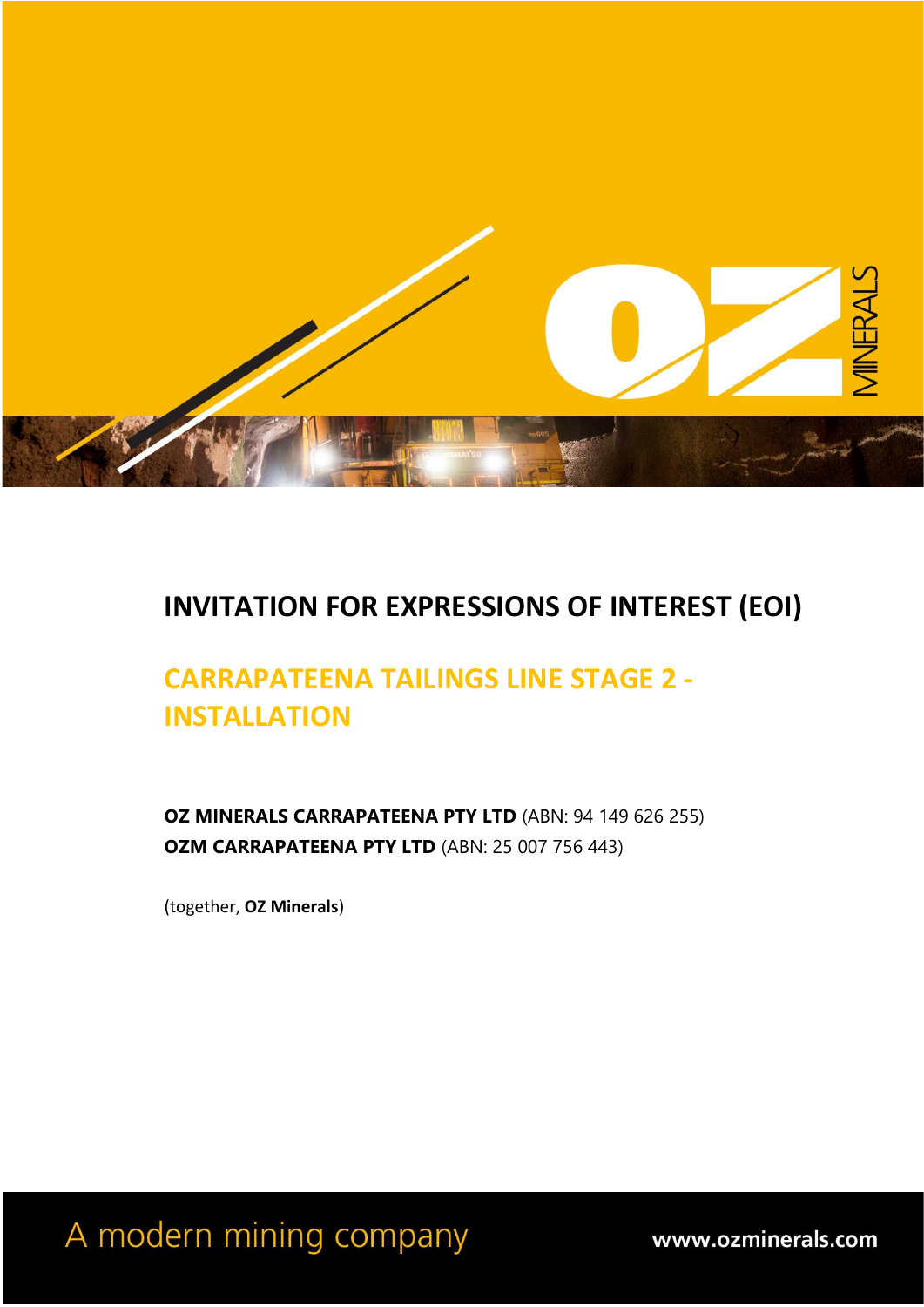# INVITATION FOR EXPRESSIONS OF INTEREST (EOI)

## CARRAPATEENA TAILINGS LINE STAGE 2 - INSTALLATION

**OZ MINERALS CARRAPATEENA PTY LTD** (ABN: 94 149 626 255)
**OZM CARRAPATEENA PTY LTD** (ABN: 25 007 756 443)

(together, **OZ Minerals**)

A modern mining company

www.ozminerals.com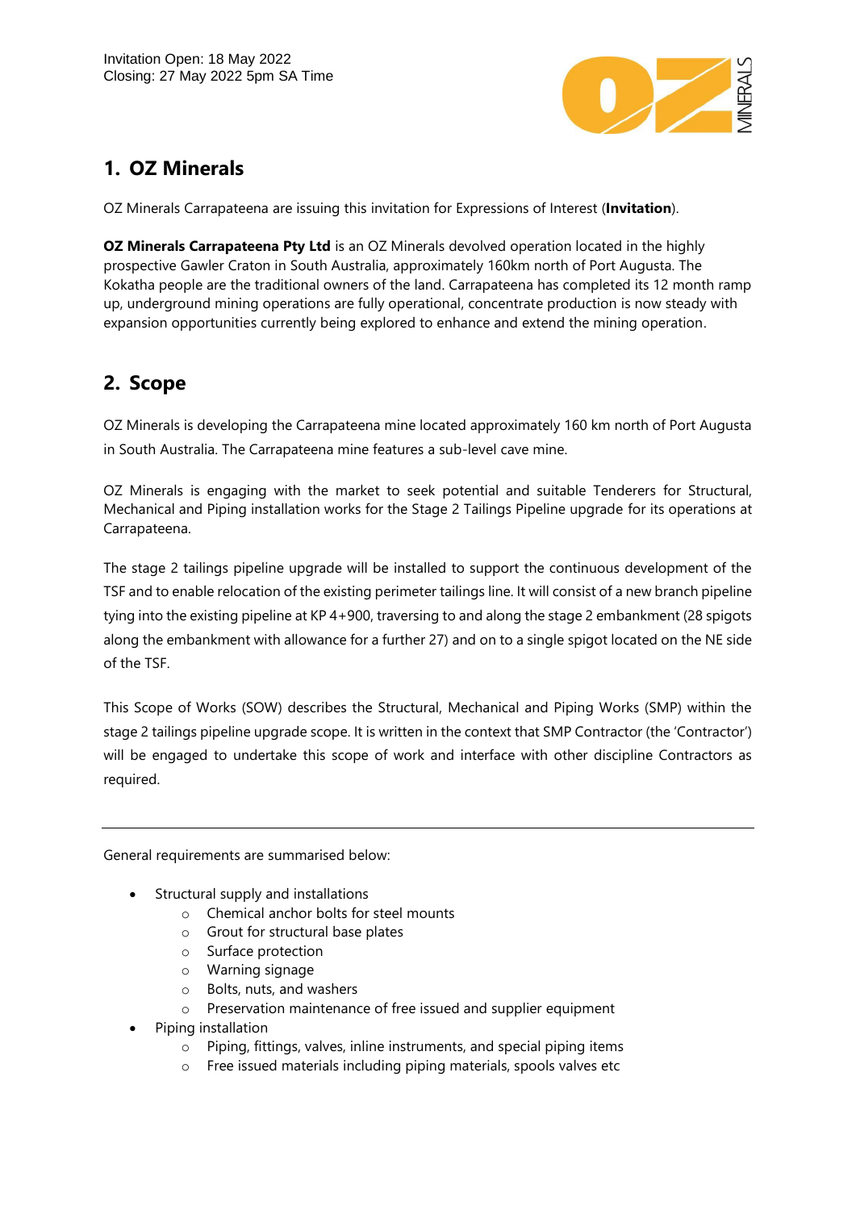Invitation Open: 18 May 2022
Closing: 27 May 2022 5pm SA Time

## 1. OZ Minerals

OZ Minerals Carrapateena are issuing this invitation for Expressions of Interest (**Invitation**).

**OZ Minerals Carrapateena Pty Ltd** is an OZ Minerals devolved operation located in the highly prospective Gawler Craton in South Australia, approximately 160km north of Port Augusta. The Kokatha people are the traditional owners of the land. Carrapateena has completed its 12 month ramp up, underground mining operations are fully operational, concentrate production is now steady with expansion opportunities currently being explored to enhance and extend the mining operation.

## 2. Scope

OZ Minerals is developing the Carrapateena mine located approximately 160 km north of Port Augusta in South Australia. The Carrapateena mine features a sub-level cave mine.

OZ Minerals is engaging with the market to seek potential and suitable Tenderers for Structural, Mechanical and Piping installation works for the Stage 2 Tailings Pipeline upgrade for its operations at Carrapateena.

The stage 2 tailings pipeline upgrade will be installed to support the continuous development of the TSF and to enable relocation of the existing perimeter tailings line. It will consist of a new branch pipeline tying into the existing pipeline at KP 4+900, traversing to and along the stage 2 embankment (28 spigots along the embankment with allowance for a further 27) and on to a single spigot located on the NE side of the TSF.

This Scope of Works (SOW) describes the Structural, Mechanical and Piping Works (SMP) within the stage 2 tailings pipeline upgrade scope. It is written in the context that SMP Contractor (the 'Contractor') will be engaged to undertake this scope of work and interface with other discipline Contractors as required.

---

General requirements are summarised below:

- Structural supply and installations
  - Chemical anchor bolts for steel mounts
  - Grout for structural base plates
  - Surface protection
  - Warning signage
  - Bolts, nuts, and washers
  - Preservation maintenance of free issued and supplier equipment
- Piping installation
  - Piping, fittings, valves, inline instruments, and special piping items
  - Free issued materials including piping materials, spools valves etc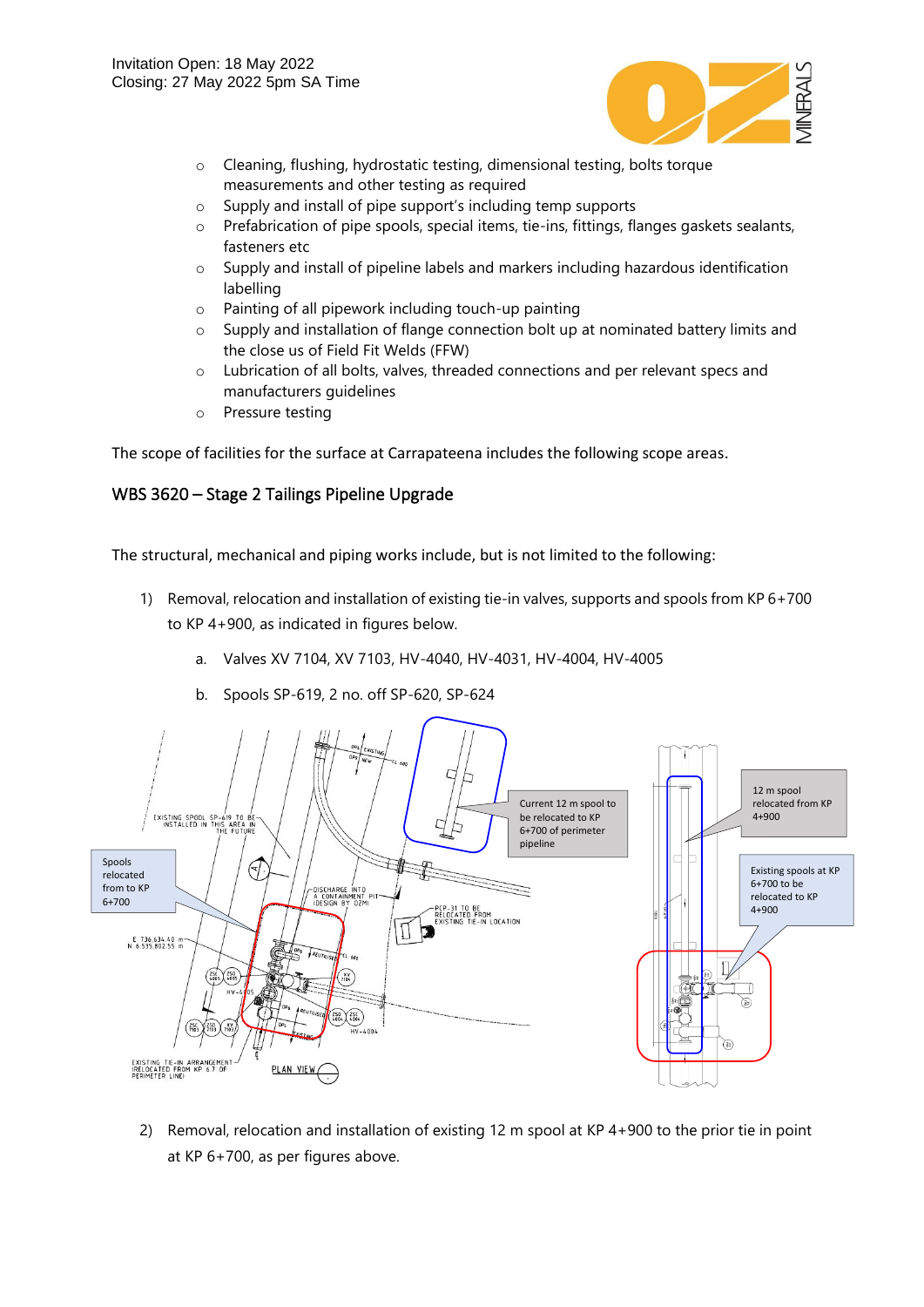- Cleaning, flushing, hydrostatic testing, dimensional testing, bolts torque measurements and other testing as required
- Supply and install of pipe support's including temp supports
- Prefabrication of pipe spools, special items, tie-ins, fittings, flanges gaskets sealants, fasteners etc
- Supply and install of pipeline labels and markers including hazardous identification labelling
- Painting of all pipework including touch-up painting
- Supply and installation of flange connection bolt up at nominated battery limits and the close us of Field Fit Welds (FFW)
- Lubrication of all bolts, valves, threaded connections and per relevant specs and manufacturers guidelines
- Pressure testing

The scope of facilities for the surface at Carrapateena includes the following scope areas.

## WBS 3620 – Stage 2 Tailings Pipeline Upgrade

The structural, mechanical and piping works include, but is not limited to the following:

1) Removal, relocation and installation of existing tie-in valves, supports and spools from KP 6+700 to KP 4+900, as indicated in figures below.
    a. Valves XV 7104, XV 7103, HV-4040, HV-4031, HV-4004, HV-4005
    b. Spools SP-619, 2 no. off SP-620, SP-624

2) Removal, relocation and installation of existing 12 m spool at KP 4+900 to the prior tie in point at KP 6+700, as per figures above.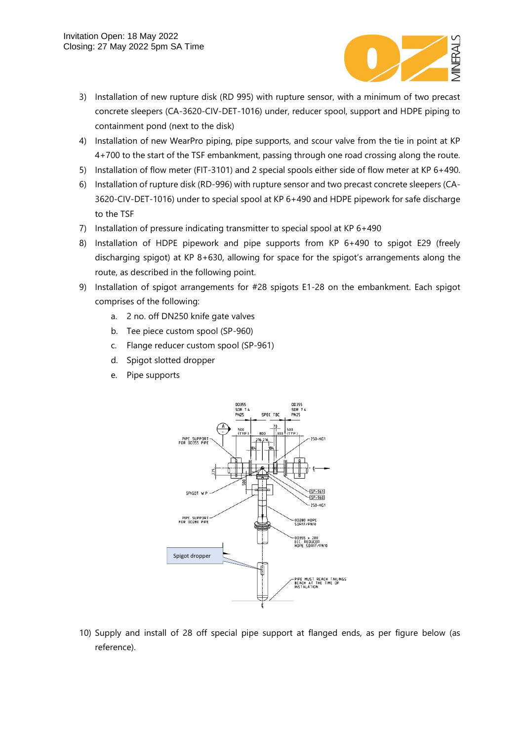3) Installation of new rupture disk (RD 995) with rupture sensor, with a minimum of two precast concrete sleepers (CA-3620-CIV-DET-1016) under, reducer spool, support and HDPE piping to containment pond (next to the disk)
4) Installation of new WearPro piping, pipe supports, and scour valve from the tie in point at KP 4+700 to the start of the TSF embankment, passing through one road crossing along the route.
5) Installation of flow meter (FIT-3101) and 2 special spools either side of flow meter at KP 6+490.
6) Installation of rupture disk (RD-996) with rupture sensor and two precast concrete sleepers (CA-3620-CIV-DET-1016) under to special spool at KP 6+490 and HDPE pipework for safe discharge to the TSF
7) Installation of pressure indicating transmitter to special spool at KP 6+490
8) Installation of HDPE pipework and pipe supports from KP 6+490 to spigot E29 (freely discharging spigot) at KP 8+630, allowing for space for the spigot's arrangements along the route, as described in the following point.
9) Installation of spigot arrangements for #28 spigots E1-28 on the embankment. Each spigot comprises of the following:
    a. 2 no. off DN250 knife gate valves
    b. Tee piece custom spool (SP-960)
    c. Flange reducer custom spool (SP-961)
    d. Spigot slotted dropper
    e. Pipe supports

10) Supply and install of 28 off special pipe support at flanged ends, as per figure below (as reference).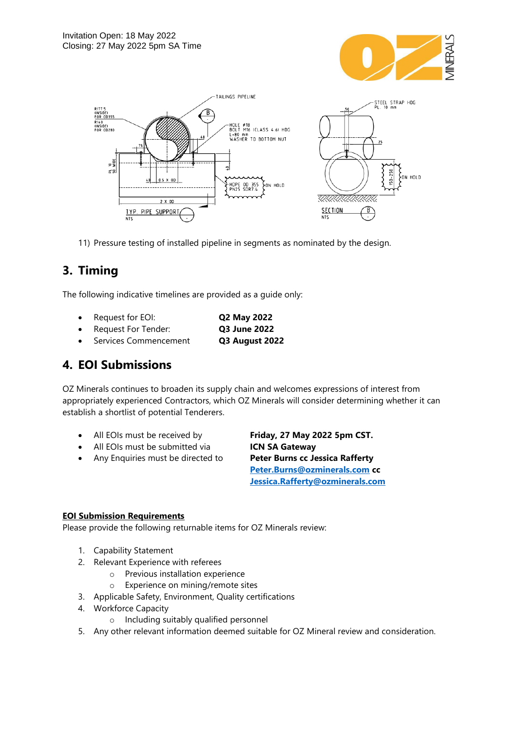Invitation Open: 18 May 2022
Closing: 27 May 2022 5pm SA Time

11) Pressure testing of installed pipeline in segments as nominated by the design.

## 3. Timing

The following indicative timelines are provided as a guide only:

- Request for EOI: **Q2 May 2022**
- Request For Tender: **Q3 June 2022**
- Services Commencement **Q3 August 2022**

## 4. EOI Submissions

OZ Minerals continues to broaden its supply chain and welcomes expressions of interest from appropriately experienced Contractors, which OZ Minerals will consider determining whether it can establish a shortlist of potential Tenderers.

- All EOIs must be received by **Friday, 27 May 2022 5pm CST.**
- All EOIs must be submitted via **ICN SA Gateway**
- Any Enquiries must be directed to **Peter Burns cc Jessica Rafferty**
  **Peter.Burns@ozminerals.com cc**
  **Jessica.Rafferty@ozminerals.com**

**EOI Submission Requirements**

Please provide the following returnable items for OZ Minerals review:

1. Capability Statement
2. Relevant Experience with referees
   - Previous installation experience
   - Experience on mining/remote sites
3. Applicable Safety, Environment, Quality certifications
4. Workforce Capacity
   - Including suitably qualified personnel
5. Any other relevant information deemed suitable for OZ Mineral review and consideration.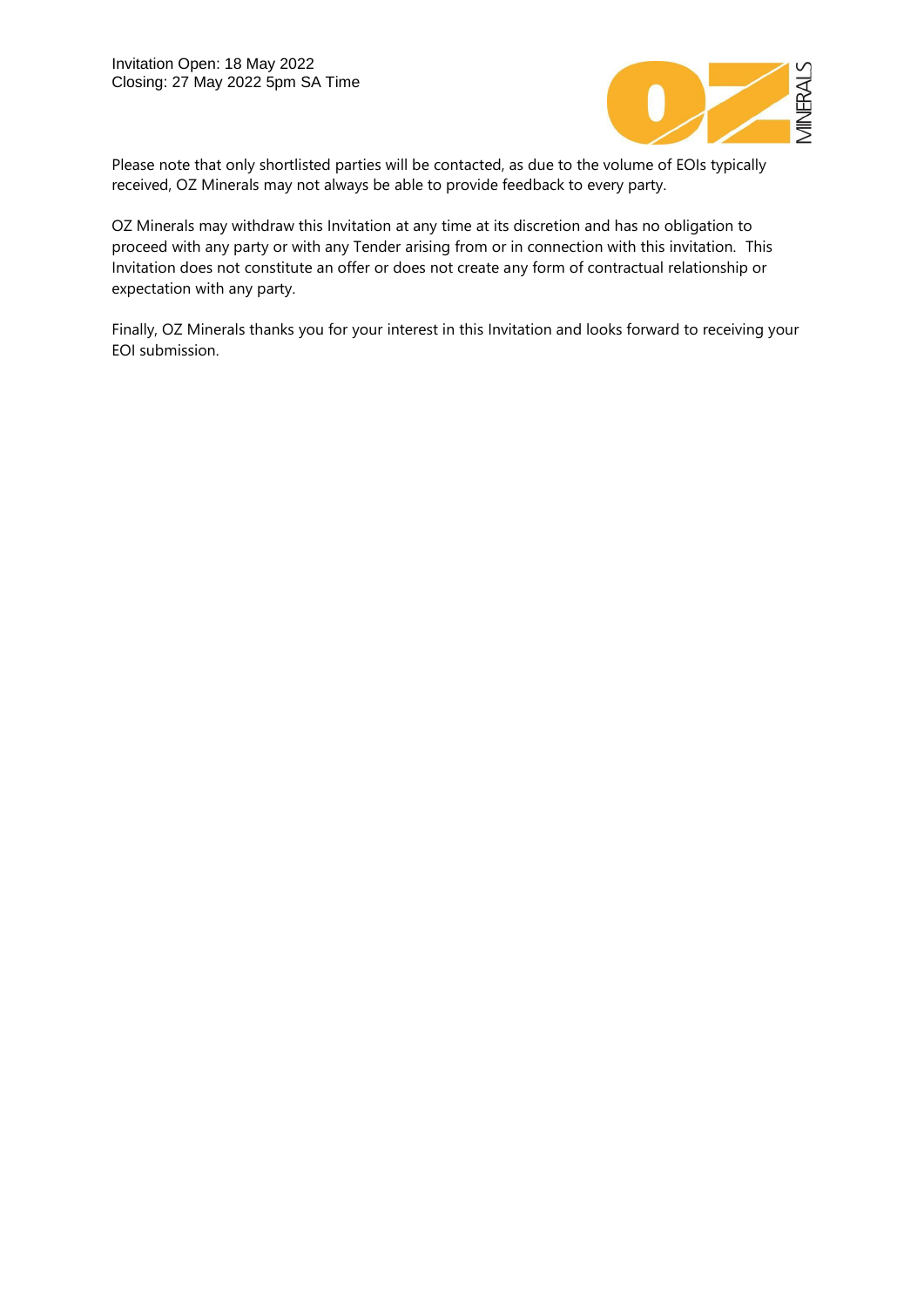Please note that only shortlisted parties will be contacted, as due to the volume of EOIs typically received, OZ Minerals may not always be able to provide feedback to every party.

OZ Minerals may withdraw this Invitation at any time at its discretion and has no obligation to proceed with any party or with any Tender arising from or in connection with this invitation. This Invitation does not constitute an offer or does not create any form of contractual relationship or expectation with any party.

Finally, OZ Minerals thanks you for your interest in this Invitation and looks forward to receiving your EOI submission.